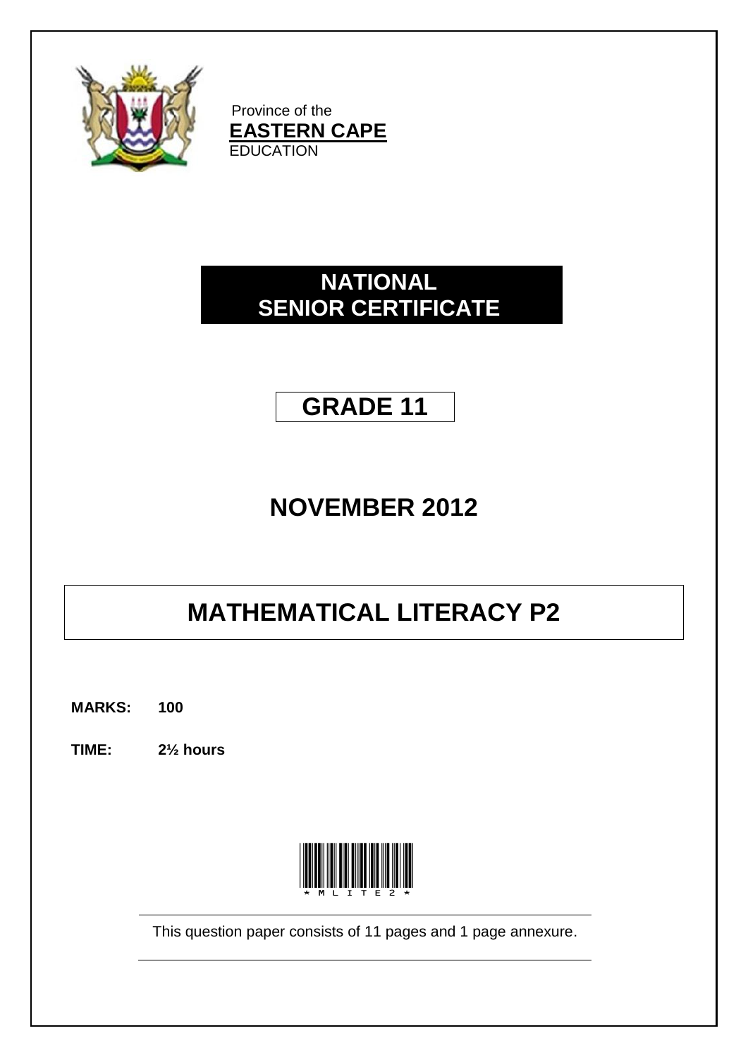Province of the
**EASTERN CAPE**
EDUCATION

# NATIONAL SENIOR CERTIFICATE

# GRADE 11

## NOVEMBER 2012

# MATHEMATICAL LITERACY P2

**MARKS: 100**

**TIME: 2½ hours**

*MLITE2*

This question paper consists of 11 pages and 1 page annexure.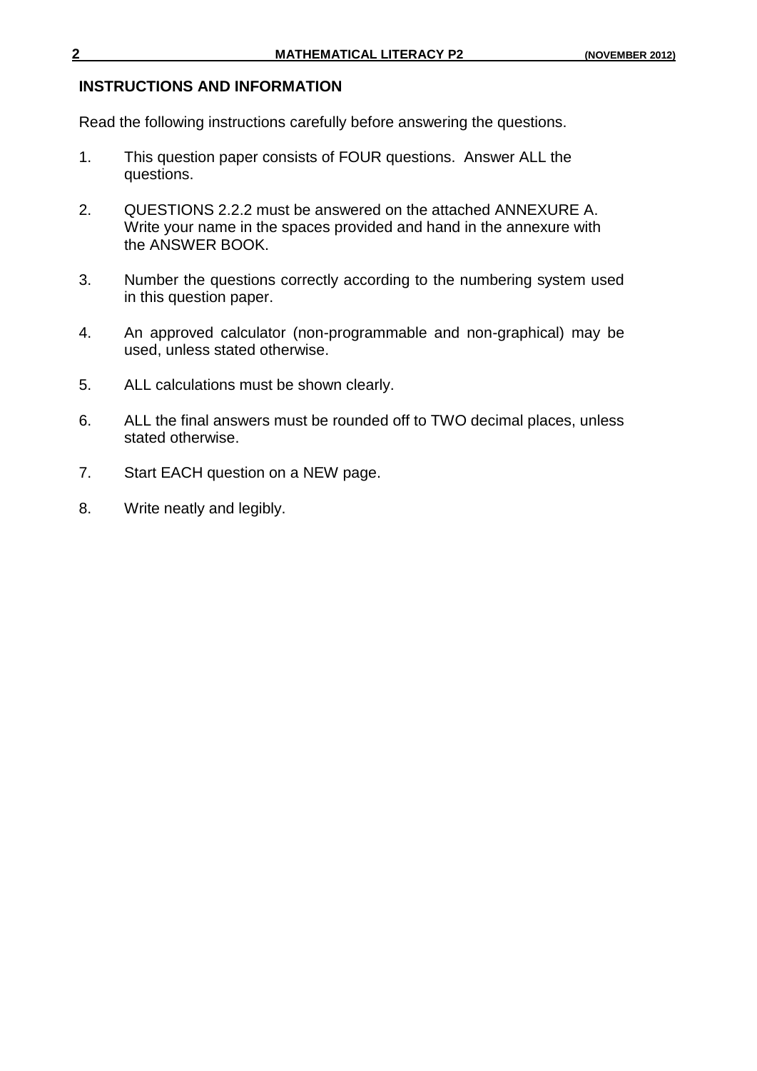## INSTRUCTIONS AND INFORMATION

Read the following instructions carefully before answering the questions.

1. This question paper consists of FOUR questions. Answer ALL the questions.

2. QUESTIONS 2.2.2 must be answered on the attached ANNEXURE A. Write your name in the spaces provided and hand in the annexure with the ANSWER BOOK.

3. Number the questions correctly according to the numbering system used in this question paper.

4. An approved calculator (non-programmable and non-graphical) may be used, unless stated otherwise.

5. ALL calculations must be shown clearly.

6. ALL the final answers must be rounded off to TWO decimal places, unless stated otherwise.

7. Start EACH question on a NEW page.

8. Write neatly and legibly.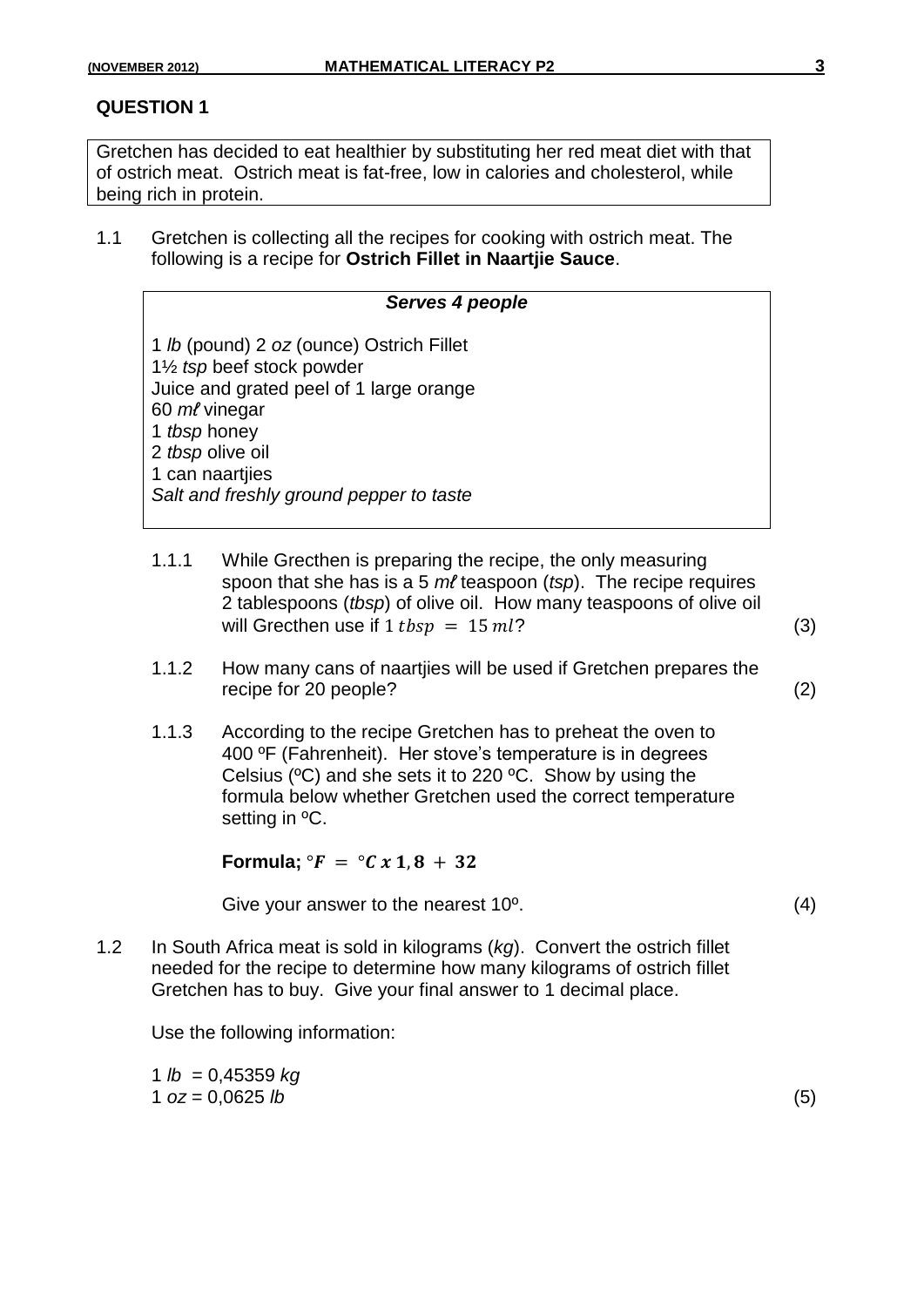## QUESTION 1

Gretchen has decided to eat healthier by substituting her red meat diet with that of ostrich meat. Ostrich meat is fat-free, low in calories and cholesterol, while being rich in protein.

1.1 Gretchen is collecting all the recipes for cooking with ostrich meat. The following is a recipe for **Ostrich Fillet in Naartjie Sauce**.

> ***Serves 4 people***
>
> 1 *lb* (pound) 2 *oz* (ounce) Ostrich Fillet
> 1½ *tsp* beef stock powder
> Juice and grated peel of 1 large orange
> 60 *mℓ* vinegar
> 1 *tbsp* honey
> 2 *tbsp* olive oil
> 1 can naartjies
> *Salt and freshly ground pepper to taste*

1.1.1 While Grecthen is preparing the recipe, the only measuring spoon that she has is a 5 *mℓ* teaspoon (*tsp*). The recipe requires 2 tablespoons (*tbsp*) of olive oil. How many teaspoons of olive oil will Grecthen use if $1\ tbsp\ =\ 15\ ml$? (3)

1.1.2 How many cans of naartjies will be used if Gretchen prepares the recipe for 20 people? (2)

1.1.3 According to the recipe Gretchen has to preheat the oven to 400 ºF (Fahrenheit). Her stove's temperature is in degrees Celsius (ºC) and she sets it to 220 ºC. Show by using the formula below whether Gretchen used the correct temperature setting in ºC.

**Formula;** $\boldsymbol{°F\ =\ °C\ x\ 1,8\ +\ 32}$

Give your answer to the nearest 10º. (4)

1.2 In South Africa meat is sold in kilograms (*kg*). Convert the ostrich fillet needed for the recipe to determine how many kilograms of ostrich fillet Gretchen has to buy. Give your final answer to 1 decimal place.

Use the following information:

1 *lb* = 0,45359 *kg*
1 *oz* = 0,0625 *lb* (5)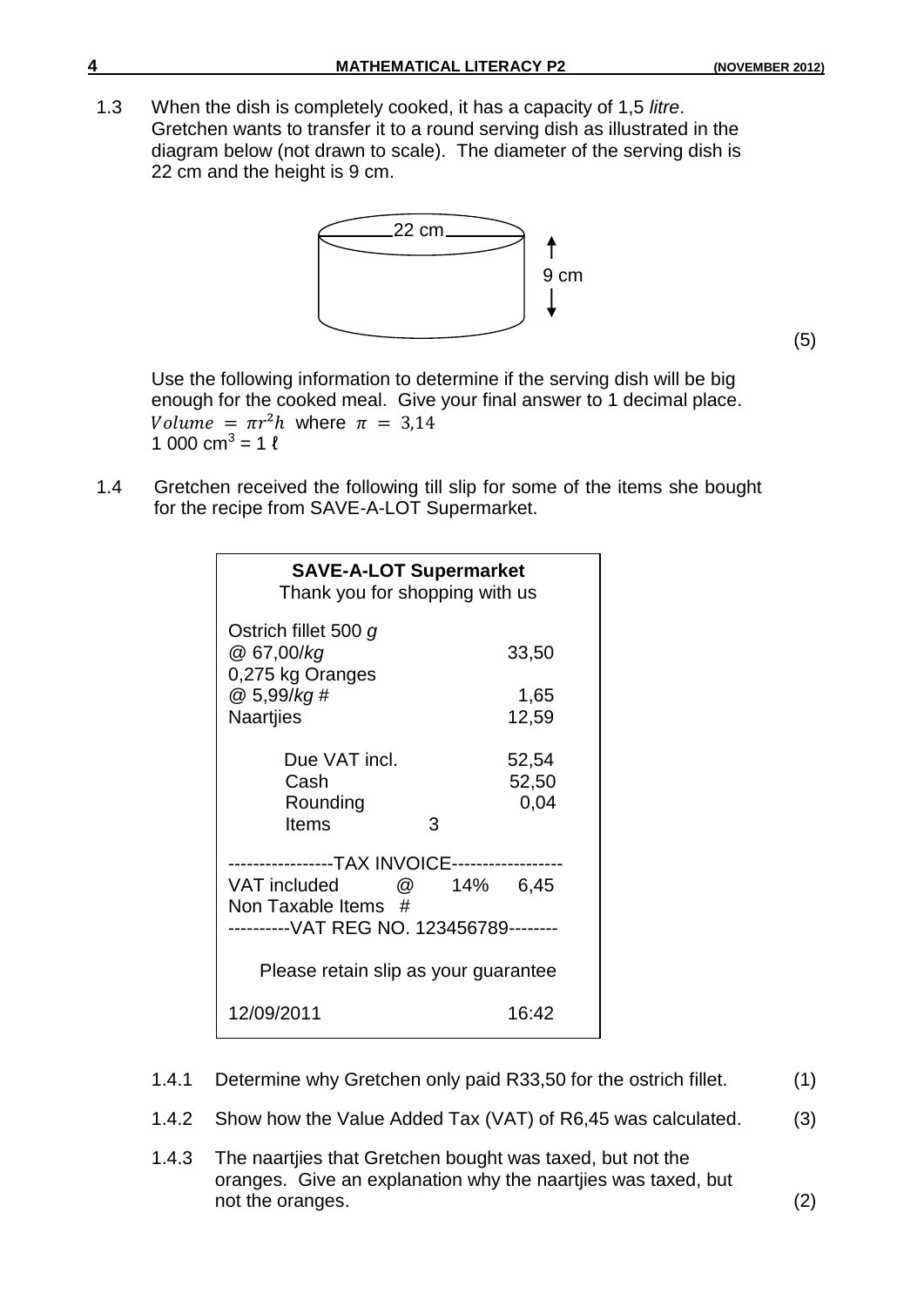1.3 When the dish is completely cooked, it has a capacity of 1,5 *litre*. Gretchen wants to transfer it to a round serving dish as illustrated in the diagram below (not drawn to scale). The diameter of the serving dish is 22 cm and the height is 9 cm.

22 cm

9 cm

(5)

Use the following information to determine if the serving dish will be big enough for the cooked meal. Give your final answer to 1 decimal place.
$Volume = \pi r^2 h$ where $\pi = 3{,}14$
$1\ 000\ cm^3 = 1\ \ell$

1.4 Gretchen received the following till slip for some of the items she bought for the recipe from SAVE-A-LOT Supermarket.

**SAVE-A-LOT Supermarket**
Thank you for shopping with us

| | |
|---|---|
| Ostrich fillet 500 *g* | |
| @ 67,00/*kg* | 33,50 |
| 0,275 kg Oranges | |
| @ 5,99/*kg* # | 1,65 |
| Naartjies | 12,59 |
| Due VAT incl. | 52,54 |
| Cash | 52,50 |
| Rounding | 0,04 |
| Items 3 | |

-----------------TAX INVOICE-----------------
VAT included @ 14% 6,45
Non Taxable Items #
----------VAT REG NO. 123456789--------

Please retain slip as your guarantee

12/09/2011 16:42

1.4.1 Determine why Gretchen only paid R33,50 for the ostrich fillet. (1)

1.4.2 Show how the Value Added Tax (VAT) of R6,45 was calculated. (3)

1.4.3 The naartjies that Gretchen bought was taxed, but not the oranges. Give an explanation why the naartjies was taxed, but not the oranges. (2)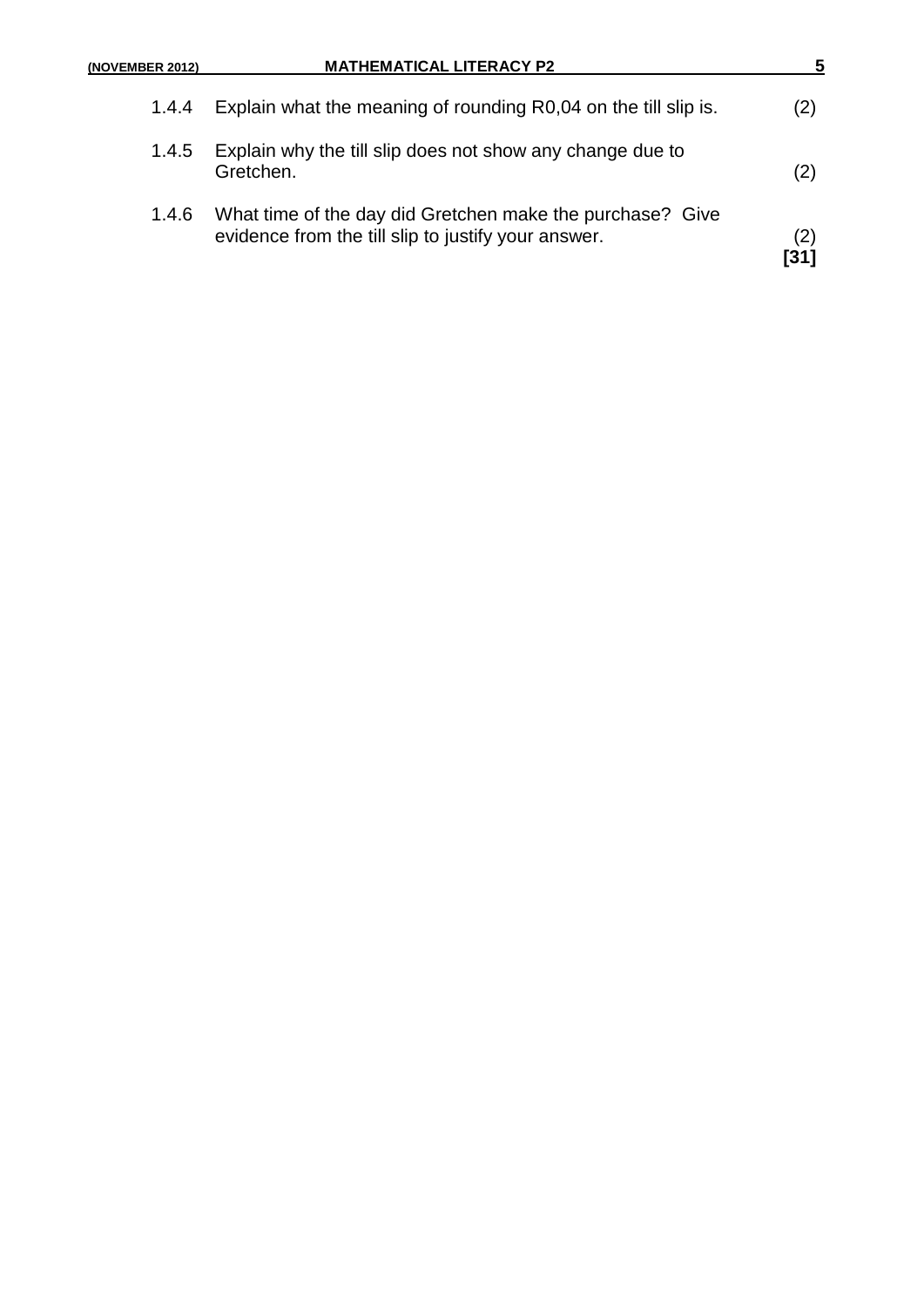1.4.4 Explain what the meaning of rounding R0,04 on the till slip is. (2)

1.4.5 Explain why the till slip does not show any change due to Gretchen. (2)

1.4.6 What time of the day did Gretchen make the purchase? Give evidence from the till slip to justify your answer. (2)

**[31]**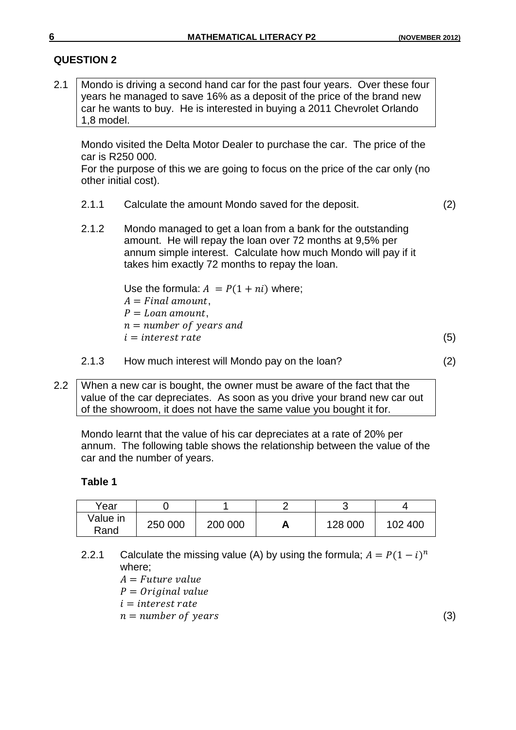## QUESTION 2

2.1 Mondo is driving a second hand car for the past four years. Over these four years he managed to save 16% as a deposit of the price of the brand new car he wants to buy. He is interested in buying a 2011 Chevrolet Orlando 1,8 model.

Mondo visited the Delta Motor Dealer to purchase the car. The price of the car is R250 000.
For the purpose of this we are going to focus on the price of the car only (no other initial cost).

2.1.1 Calculate the amount Mondo saved for the deposit. (2)

2.1.2 Mondo managed to get a loan from a bank for the outstanding amount. He will repay the loan over 72 months at 9,5% per annum simple interest. Calculate how much Mondo will pay if it takes him exactly 72 months to repay the loan.

Use the formula: $A = P(1 + ni)$ where;
$A = Final\ amount$,
$P = Loan\ amount$,
$n = number\ of\ years\ and$
$i = interest\ rate$ (5)

2.1.3 How much interest will Mondo pay on the loan? (2)

2.2 When a new car is bought, the owner must be aware of the fact that the value of the car depreciates. As soon as you drive your brand new car out of the showroom, it does not have the same value you bought it for.

Mondo learnt that the value of his car depreciates at a rate of 20% per annum. The following table shows the relationship between the value of the car and the number of years.

**Table 1**

| Year | 0 | 1 | 2 | 3 | 4 |
|---|---|---|---|---|---|
| Value in Rand | 250 000 | 200 000 | **A** | 128 000 | 102 400 |

2.2.1 Calculate the missing value (A) by using the formula; $A = P(1 - i)^n$ where;
$A = Future\ value$
$P = Original\ value$
$i = interest\ rate$
$n = number\ of\ years$ (3)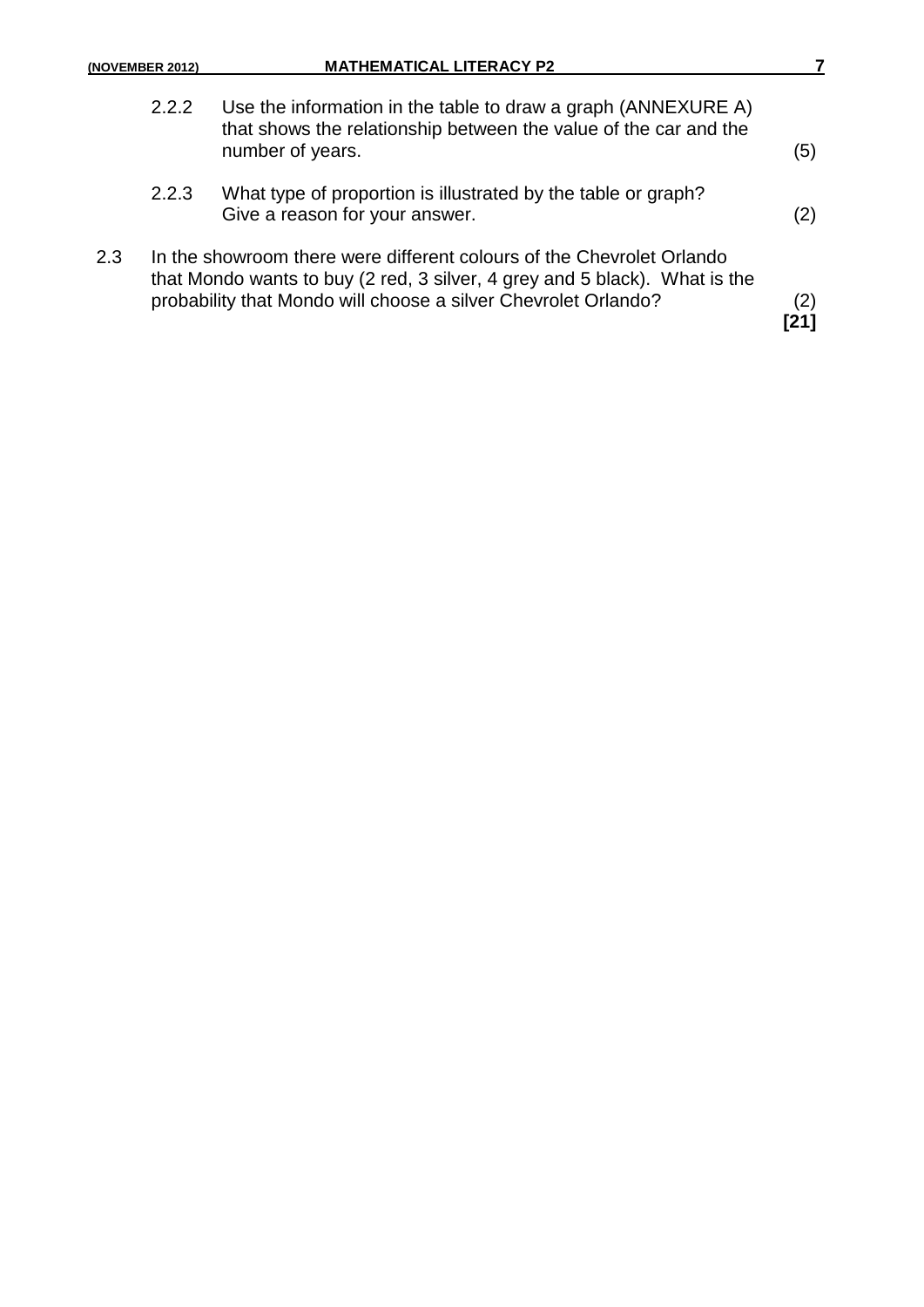2.2.2 Use the information in the table to draw a graph (ANNEXURE A) that shows the relationship between the value of the car and the number of years. (5)

2.2.3 What type of proportion is illustrated by the table or graph? Give a reason for your answer. (2)

2.3 In the showroom there were different colours of the Chevrolet Orlando that Mondo wants to buy (2 red, 3 silver, 4 grey and 5 black). What is the probability that Mondo will choose a silver Chevrolet Orlando? (2)

**[21]**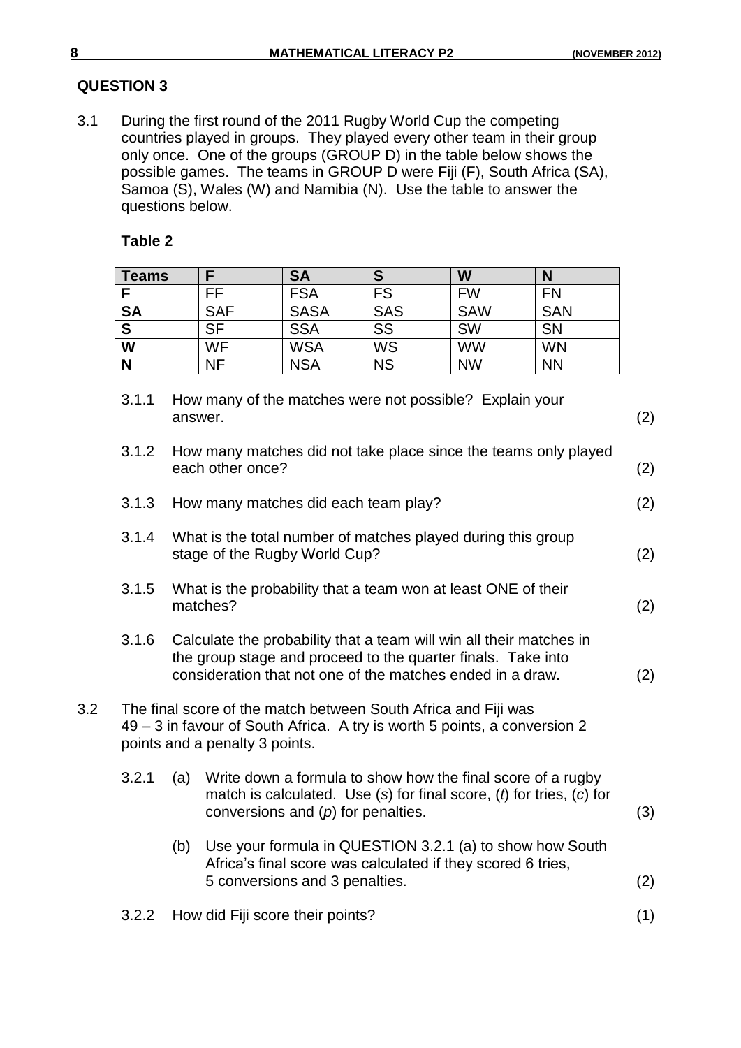## QUESTION 3

3.1 During the first round of the 2011 Rugby World Cup the competing countries played in groups. They played every other team in their group only once. One of the groups (GROUP D) in the table below shows the possible games. The teams in GROUP D were Fiji (F), South Africa (SA), Samoa (S), Wales (W) and Namibia (N). Use the table to answer the questions below.

**Table 2**

| **Teams** | **F** | **SA** | **S** | **W** | **N** |
|---|---|---|---|---|---|
| **F** | FF | FSA | FS | FW | FN |
| **SA** | SAF | SASA | SAS | SAW | SAN |
| **S** | SF | SSA | SS | SW | SN |
| **W** | WF | WSA | WS | WW | WN |
| **N** | NF | NSA | NS | NW | NN |

3.1.1 How many of the matches were not possible? Explain your answer. (2)

3.1.2 How many matches did not take place since the teams only played each other once? (2)

3.1.3 How many matches did each team play? (2)

3.1.4 What is the total number of matches played during this group stage of the Rugby World Cup? (2)

3.1.5 What is the probability that a team won at least ONE of their matches? (2)

3.1.6 Calculate the probability that a team will win all their matches in the group stage and proceed to the quarter finals. Take into consideration that not one of the matches ended in a draw. (2)

3.2 The final score of the match between South Africa and Fiji was 49 – 3 in favour of South Africa. A try is worth 5 points, a conversion 2 points and a penalty 3 points.

3.2.1 (a) Write down a formula to show how the final score of a rugby match is calculated. Use ($s$) for final score, ($t$) for tries, ($c$) for conversions and ($p$) for penalties. (3)

(b) Use your formula in QUESTION 3.2.1 (a) to show how South Africa's final score was calculated if they scored 6 tries, 5 conversions and 3 penalties. (2)

3.2.2 How did Fiji score their points? (1)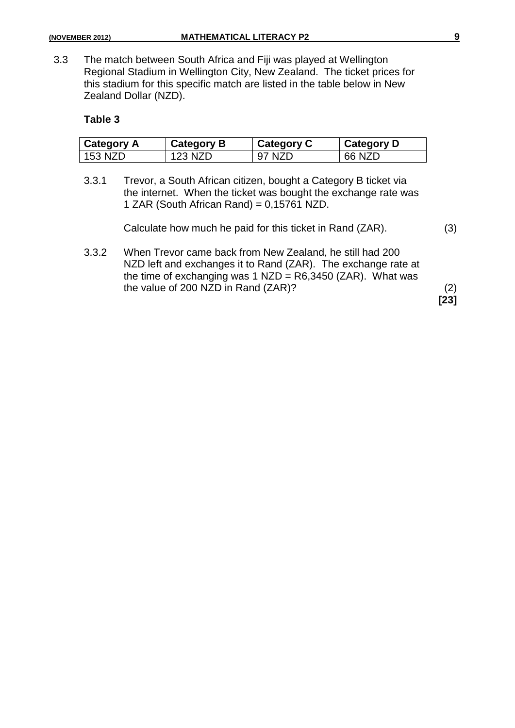3.3 The match between South Africa and Fiji was played at Wellington Regional Stadium in Wellington City, New Zealand. The ticket prices for this stadium for this specific match are listed in the table below in New Zealand Dollar (NZD).

**Table 3**

| Category A | Category B | Category C | Category D |
|---|---|---|---|
| 153 NZD | 123 NZD | 97 NZD | 66 NZD |

3.3.1 Trevor, a South African citizen, bought a Category B ticket via the internet. When the ticket was bought the exchange rate was 1 ZAR (South African Rand) = 0,15761 NZD.

Calculate how much he paid for this ticket in Rand (ZAR). (3)

3.3.2 When Trevor came back from New Zealand, he still had 200 NZD left and exchanges it to Rand (ZAR). The exchange rate at the time of exchanging was 1 NZD = R6,3450 (ZAR). What was the value of 200 NZD in Rand (ZAR)? (2)

**[23]**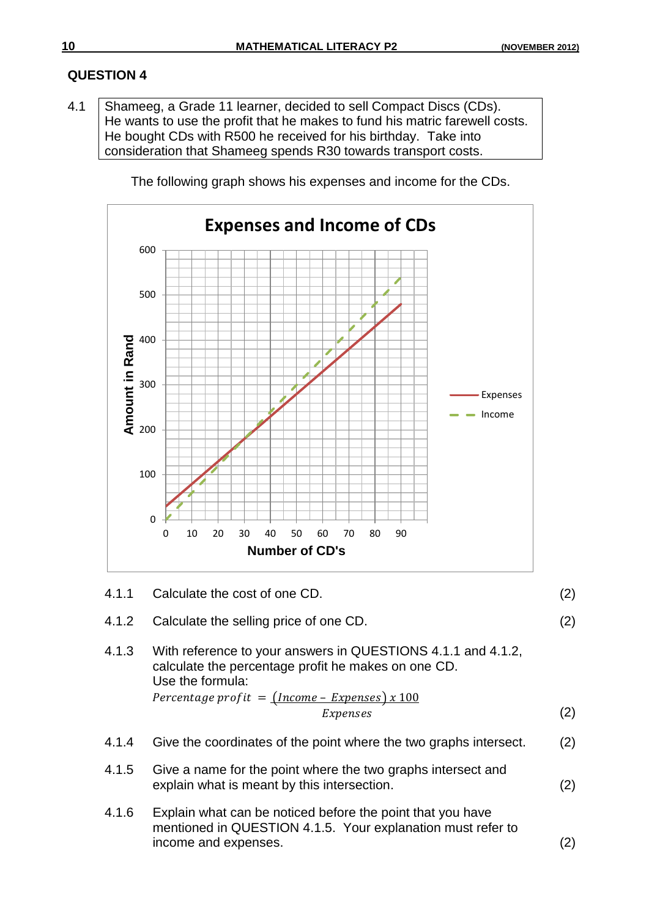## QUESTION 4

4.1 Shameeg, a Grade 11 learner, decided to sell Compact Discs (CDs). He wants to use the profit that he makes to fund his matric farewell costs. He bought CDs with R500 he received for his birthday. Take into consideration that Shameeg spends R30 towards transport costs.

The following graph shows his expenses and income for the CDs.

**Expenses and Income of CDs**

Amount in Rand (0–600) vs Number of CD's (0–90); legend: Expenses, Income

4.1.1 Calculate the cost of one CD. (2)

4.1.2 Calculate the selling price of one CD. (2)

4.1.3 With reference to your answers in QUESTIONS 4.1.1 and 4.1.2, calculate the percentage profit he makes on one CD.
Use the formula:

$$Percentage\ profit = \frac{(Income - Expenses) \times 100}{Expenses}$$
(2)

4.1.4 Give the coordinates of the point where the two graphs intersect. (2)

4.1.5 Give a name for the point where the two graphs intersect and explain what is meant by this intersection. (2)

4.1.6 Explain what can be noticed before the point that you have mentioned in QUESTION 4.1.5. Your explanation must refer to income and expenses. (2)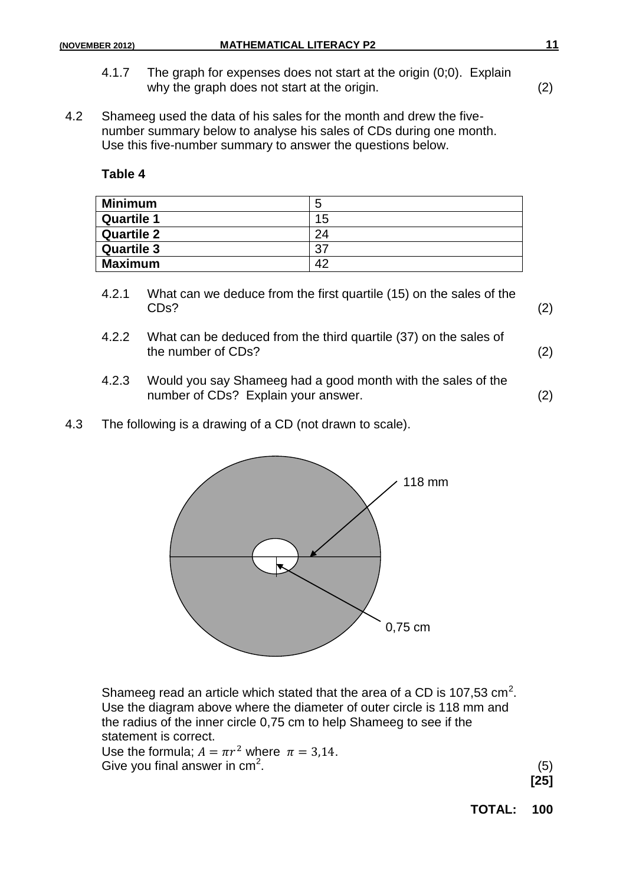4.1.7 The graph for expenses does not start at the origin (0;0). Explain why the graph does not start at the origin. (2)

4.2 Shameeg used the data of his sales for the month and drew the five-number summary below to analyse his sales of CDs during one month. Use this five-number summary to answer the questions below.

**Table 4**

| **Minimum** | 5 |
|---|---|
| **Quartile 1** | 15 |
| **Quartile 2** | 24 |
| **Quartile 3** | 37 |
| **Maximum** | 42 |

4.2.1 What can we deduce from the first quartile (15) on the sales of the CDs? (2)

4.2.2 What can be deduced from the third quartile (37) on the sales of the number of CDs? (2)

4.2.3 Would you say Shameeg had a good month with the sales of the number of CDs? Explain your answer. (2)

4.3 The following is a drawing of a CD (not drawn to scale).

118 mm

0,75 cm

Shameeg read an article which stated that the area of a CD is 107,53 cm$^2$. Use the diagram above where the diameter of outer circle is 118 mm and the radius of the inner circle 0,75 cm to help Shameeg to see if the statement is correct.

Use the formula; $A = \pi r^2$ where $\pi = 3{,}14$.

Give you final answer in cm$^2$. (5)

**[25]**

**TOTAL: 100**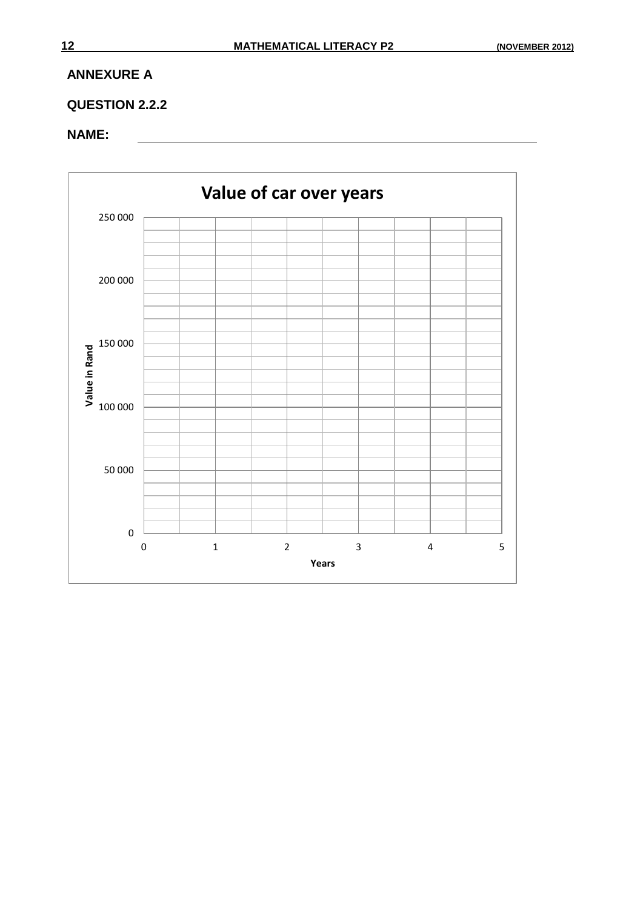**ANNEXURE A**

**QUESTION 2.2.2**

**NAME:** ______________________________

**Value of car over years**

250 000
200 000
150 000
100 000
50 000
0

Value in Rand

0
1
2
3
4
5

Years